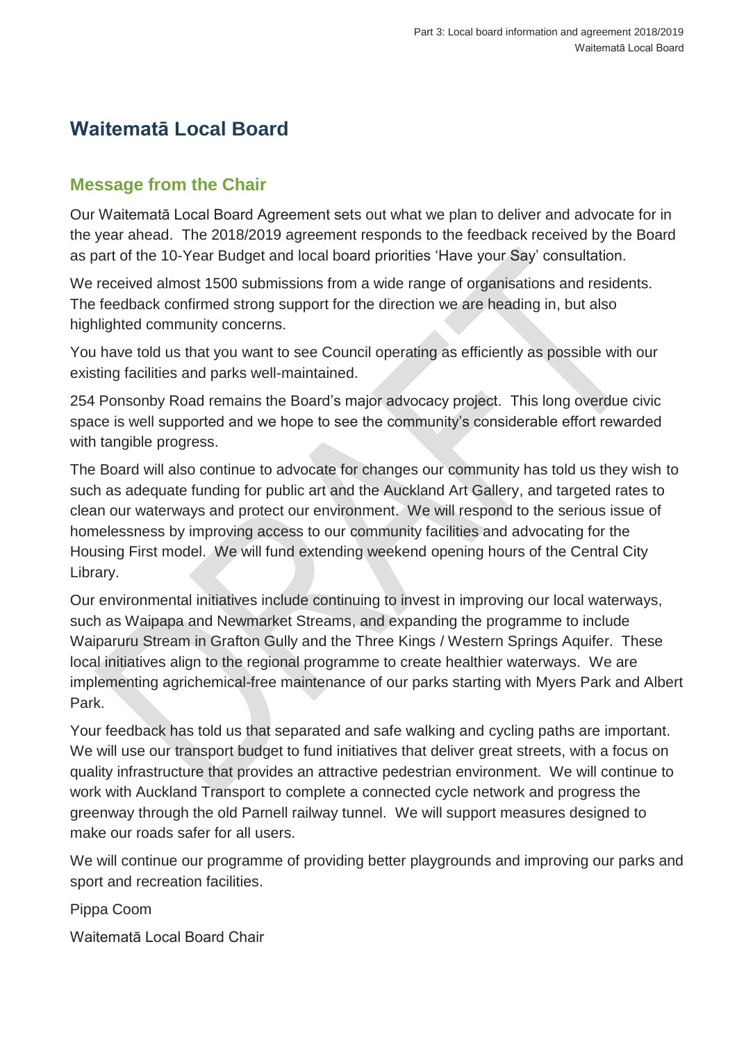# Waitematā Local Board

## Message from the Chair

Our Waitematā Local Board Agreement sets out what we plan to deliver and advocate for in the year ahead. The 2018/2019 agreement responds to the feedback received by the Board as part of the 10-Year Budget and local board priorities 'Have your Say' consultation.

We received almost 1500 submissions from a wide range of organisations and residents. The feedback confirmed strong support for the direction we are heading in, but also highlighted community concerns.

You have told us that you want to see Council operating as efficiently as possible with our existing facilities and parks well-maintained.

254 Ponsonby Road remains the Board's major advocacy project. This long overdue civic space is well supported and we hope to see the community's considerable effort rewarded with tangible progress.

The Board will also continue to advocate for changes our community has told us they wish to such as adequate funding for public art and the Auckland Art Gallery, and targeted rates to clean our waterways and protect our environment. We will respond to the serious issue of homelessness by improving access to our community facilities and advocating for the Housing First model. We will fund extending weekend opening hours of the Central City Library.

Our environmental initiatives include continuing to invest in improving our local waterways, such as Waipapa and Newmarket Streams, and expanding the programme to include Waiparuru Stream in Grafton Gully and the Three Kings / Western Springs Aquifer. These local initiatives align to the regional programme to create healthier waterways. We are implementing agrichemical-free maintenance of our parks starting with Myers Park and Albert Park.

Your feedback has told us that separated and safe walking and cycling paths are important. We will use our transport budget to fund initiatives that deliver great streets, with a focus on quality infrastructure that provides an attractive pedestrian environment. We will continue to work with Auckland Transport to complete a connected cycle network and progress the greenway through the old Parnell railway tunnel. We will support measures designed to make our roads safer for all users.

We will continue our programme of providing better playgrounds and improving our parks and sport and recreation facilities.

Pippa Coom

Waitematā Local Board Chair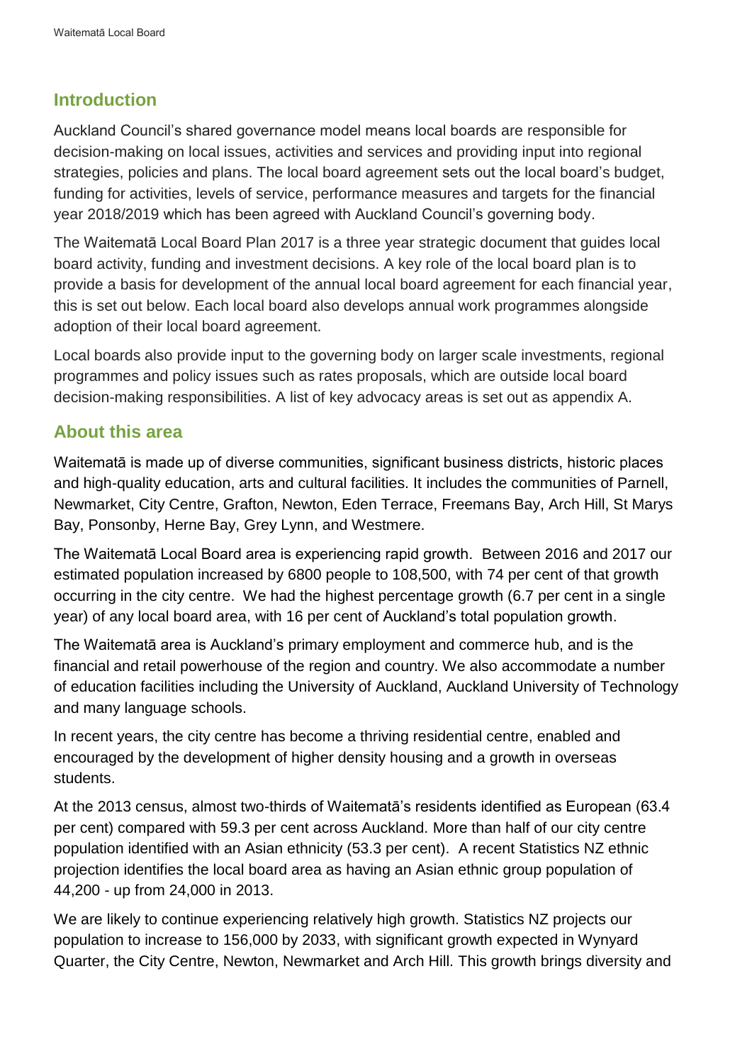## Introduction

Auckland Council's shared governance model means local boards are responsible for decision-making on local issues, activities and services and providing input into regional strategies, policies and plans. The local board agreement sets out the local board's budget, funding for activities, levels of service, performance measures and targets for the financial year 2018/2019 which has been agreed with Auckland Council's governing body.

The Waitematā Local Board Plan 2017 is a three year strategic document that guides local board activity, funding and investment decisions. A key role of the local board plan is to provide a basis for development of the annual local board agreement for each financial year, this is set out below. Each local board also develops annual work programmes alongside adoption of their local board agreement.

Local boards also provide input to the governing body on larger scale investments, regional programmes and policy issues such as rates proposals, which are outside local board decision-making responsibilities. A list of key advocacy areas is set out as appendix A.

## About this area

Waitematā is made up of diverse communities, significant business districts, historic places and high-quality education, arts and cultural facilities. It includes the communities of Parnell, Newmarket, City Centre, Grafton, Newton, Eden Terrace, Freemans Bay, Arch Hill, St Marys Bay, Ponsonby, Herne Bay, Grey Lynn, and Westmere.

The Waitematā Local Board area is experiencing rapid growth. Between 2016 and 2017 our estimated population increased by 6800 people to 108,500, with 74 per cent of that growth occurring in the city centre. We had the highest percentage growth (6.7 per cent in a single year) of any local board area, with 16 per cent of Auckland's total population growth.

The Waitematā area is Auckland's primary employment and commerce hub, and is the financial and retail powerhouse of the region and country. We also accommodate a number of education facilities including the University of Auckland, Auckland University of Technology and many language schools.

In recent years, the city centre has become a thriving residential centre, enabled and encouraged by the development of higher density housing and a growth in overseas students.

At the 2013 census, almost two-thirds of Waitematā's residents identified as European (63.4 per cent) compared with 59.3 per cent across Auckland. More than half of our city centre population identified with an Asian ethnicity (53.3 per cent). A recent Statistics NZ ethnic projection identifies the local board area as having an Asian ethnic group population of 44,200 - up from 24,000 in 2013.

We are likely to continue experiencing relatively high growth. Statistics NZ projects our population to increase to 156,000 by 2033, with significant growth expected in Wynyard Quarter, the City Centre, Newton, Newmarket and Arch Hill. This growth brings diversity and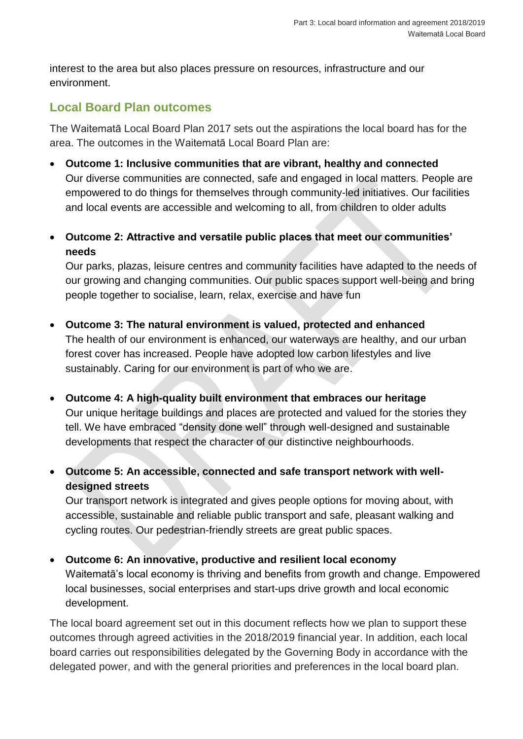interest to the area but also places pressure on resources, infrastructure and our environment.

## Local Board Plan outcomes

The Waitematā Local Board Plan 2017 sets out the aspirations the local board has for the area. The outcomes in the Waitematā Local Board Plan are:

- **Outcome 1: Inclusive communities that are vibrant, healthy and connected**
  Our diverse communities are connected, safe and engaged in local matters. People are empowered to do things for themselves through community-led initiatives. Our facilities and local events are accessible and welcoming to all, from children to older adults

- **Outcome 2: Attractive and versatile public places that meet our communities' needs**
  Our parks, plazas, leisure centres and community facilities have adapted to the needs of our growing and changing communities. Our public spaces support well-being and bring people together to socialise, learn, relax, exercise and have fun

- **Outcome 3: The natural environment is valued, protected and enhanced**
  The health of our environment is enhanced, our waterways are healthy, and our urban forest cover has increased. People have adopted low carbon lifestyles and live sustainably. Caring for our environment is part of who we are.

- **Outcome 4: A high-quality built environment that embraces our heritage**
  Our unique heritage buildings and places are protected and valued for the stories they tell. We have embraced "density done well" through well-designed and sustainable developments that respect the character of our distinctive neighbourhoods.

- **Outcome 5: An accessible, connected and safe transport network with well-designed streets**
  Our transport network is integrated and gives people options for moving about, with accessible, sustainable and reliable public transport and safe, pleasant walking and cycling routes. Our pedestrian-friendly streets are great public spaces.

- **Outcome 6: An innovative, productive and resilient local economy**
  Waitematā's local economy is thriving and benefits from growth and change. Empowered local businesses, social enterprises and start-ups drive growth and local economic development.

The local board agreement set out in this document reflects how we plan to support these outcomes through agreed activities in the 2018/2019 financial year. In addition, each local board carries out responsibilities delegated by the Governing Body in accordance with the delegated power, and with the general priorities and preferences in the local board plan.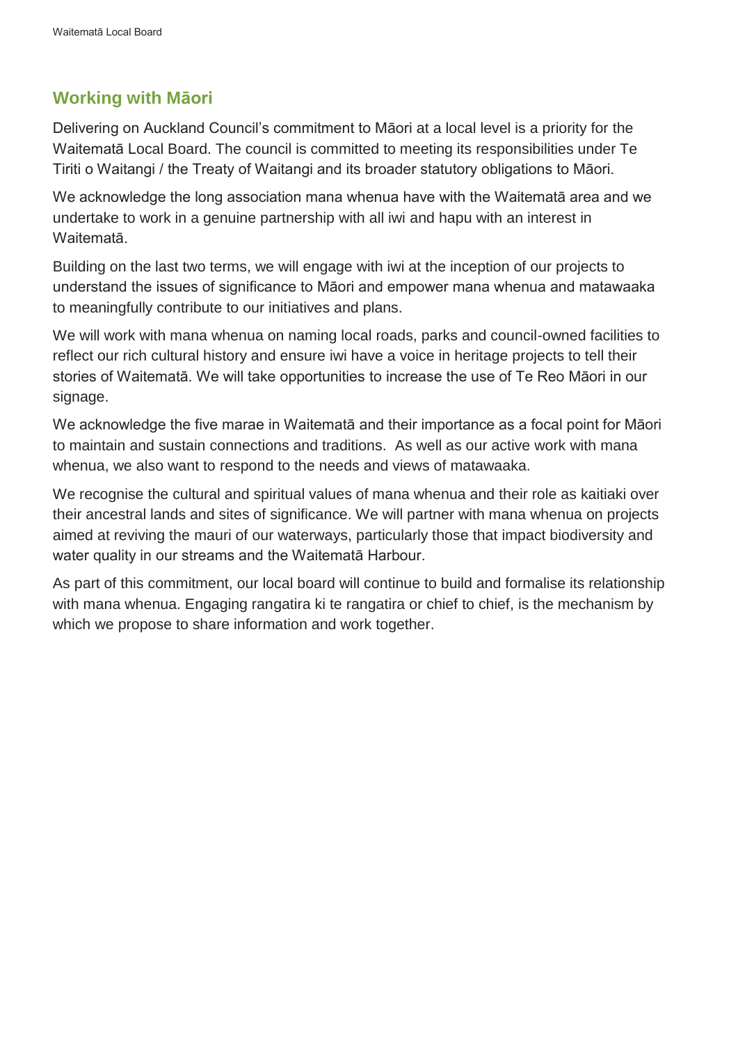## Working with Māori

Delivering on Auckland Council's commitment to Māori at a local level is a priority for the Waitematā Local Board. The council is committed to meeting its responsibilities under Te Tiriti o Waitangi / the Treaty of Waitangi and its broader statutory obligations to Māori.

We acknowledge the long association mana whenua have with the Waitematā area and we undertake to work in a genuine partnership with all iwi and hapu with an interest in Waitematā.

Building on the last two terms, we will engage with iwi at the inception of our projects to understand the issues of significance to Māori and empower mana whenua and matawaaka to meaningfully contribute to our initiatives and plans.

We will work with mana whenua on naming local roads, parks and council-owned facilities to reflect our rich cultural history and ensure iwi have a voice in heritage projects to tell their stories of Waitematā. We will take opportunities to increase the use of Te Reo Māori in our signage.

We acknowledge the five marae in Waitematā and their importance as a focal point for Māori to maintain and sustain connections and traditions. As well as our active work with mana whenua, we also want to respond to the needs and views of matawaaka.

We recognise the cultural and spiritual values of mana whenua and their role as kaitiaki over their ancestral lands and sites of significance. We will partner with mana whenua on projects aimed at reviving the mauri of our waterways, particularly those that impact biodiversity and water quality in our streams and the Waitematā Harbour.

As part of this commitment, our local board will continue to build and formalise its relationship with mana whenua. Engaging rangatira ki te rangatira or chief to chief, is the mechanism by which we propose to share information and work together.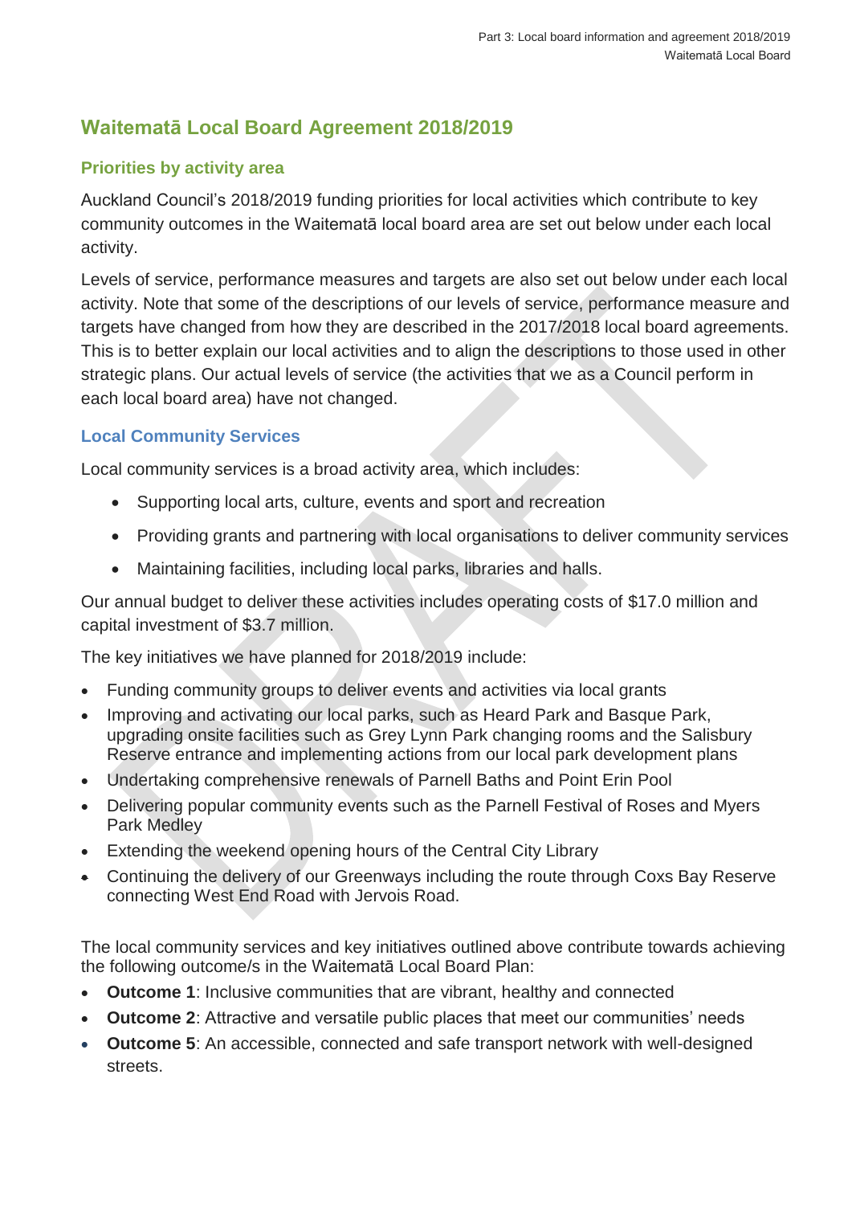## Waitematā Local Board Agreement 2018/2019

### Priorities by activity area

Auckland Council's 2018/2019 funding priorities for local activities which contribute to key community outcomes in the Waitematā local board area are set out below under each local activity.

Levels of service, performance measures and targets are also set out below under each local activity. Note that some of the descriptions of our levels of service, performance measure and targets have changed from how they are described in the 2017/2018 local board agreements. This is to better explain our local activities and to align the descriptions to those used in other strategic plans. Our actual levels of service (the activities that we as a Council perform in each local board area) have not changed.

### Local Community Services

Local community services is a broad activity area, which includes:

- Supporting local arts, culture, events and sport and recreation
- Providing grants and partnering with local organisations to deliver community services
- Maintaining facilities, including local parks, libraries and halls.

Our annual budget to deliver these activities includes operating costs of $17.0 million and capital investment of $3.7 million.

The key initiatives we have planned for 2018/2019 include:

- Funding community groups to deliver events and activities via local grants
- Improving and activating our local parks, such as Heard Park and Basque Park, upgrading onsite facilities such as Grey Lynn Park changing rooms and the Salisbury Reserve entrance and implementing actions from our local park development plans
- Undertaking comprehensive renewals of Parnell Baths and Point Erin Pool
- Delivering popular community events such as the Parnell Festival of Roses and Myers Park Medley
- Extending the weekend opening hours of the Central City Library
- Continuing the delivery of our Greenways including the route through Coxs Bay Reserve connecting West End Road with Jervois Road.

The local community services and key initiatives outlined above contribute towards achieving the following outcome/s in the Waitematā Local Board Plan:

- **Outcome 1**: Inclusive communities that are vibrant, healthy and connected
- **Outcome 2**: Attractive and versatile public places that meet our communities' needs
- **Outcome 5**: An accessible, connected and safe transport network with well-designed streets.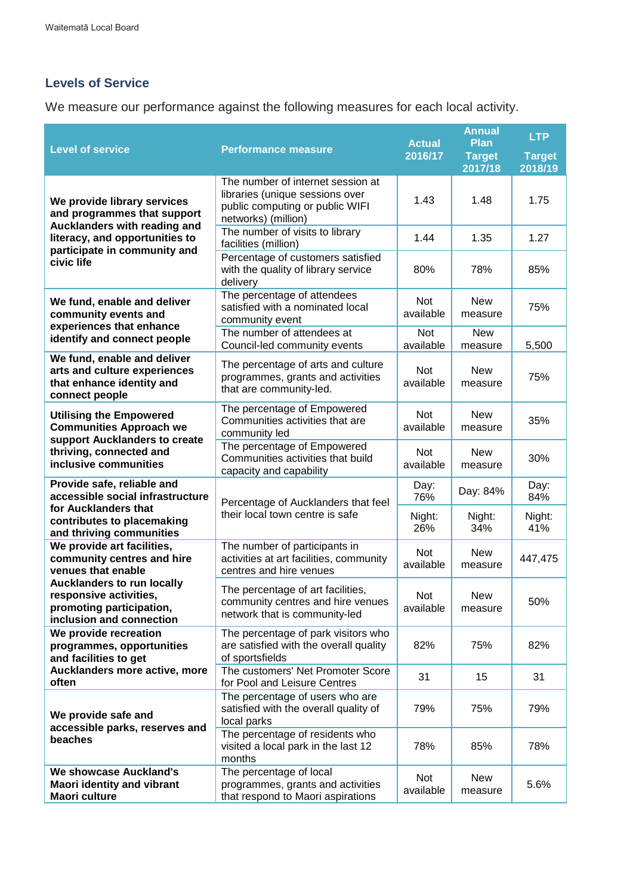## Levels of Service

We measure our performance against the following measures for each local activity.

| Level of service | Performance measure | Actual 2016/17 | Annual Plan Target 2017/18 | LTP Target 2018/19 |
|---|---|---|---|---|
| **We provide library services and programmes that support Aucklanders with reading and literacy, and opportunities to participate in community and civic life** | The number of internet session at libraries (unique sessions over public computing or public WIFI networks) (million) | 1.43 | 1.48 | 1.75 |
| | The number of visits to library facilities (million) | 1.44 | 1.35 | 1.27 |
| | Percentage of customers satisfied with the quality of library service delivery | 80% | 78% | 85% |
| **We fund, enable and deliver community events and experiences that enhance identify and connect people** | The percentage of attendees satisfied with a nominated local community event | Not available | New measure | 75% |
| | The number of attendees at Council-led community events | Not available | New measure | 5,500 |
| **We fund, enable and deliver arts and culture experiences that enhance identity and connect people** | The percentage of arts and culture programmes, grants and activities that are community-led. | Not available | New measure | 75% |
| **Utilising the Empowered Communities Approach we support Aucklanders to create thriving, connected and inclusive communities** | The percentage of Empowered Communities activities that are community led | Not available | New measure | 35% |
| | The percentage of Empowered Communities activities that build capacity and capability | Not available | New measure | 30% |
| **Provide safe, reliable and accessible social infrastructure for Aucklanders that contributes to placemaking and thriving communities** | Percentage of Aucklanders that feel their local town centre is safe | Day: 76% | Day: 84% | Day: 84% |
| | | Night: 26% | Night: 34% | Night: 41% |
| **We provide art facilities, community centres and hire venues that enable Aucklanders to run locally responsive activities, promoting participation, inclusion and connection** | The number of participants in activities at art facilities, community centres and hire venues | Not available | New measure | 447,475 |
| | The percentage of art facilities, community centres and hire venues network that is community-led | Not available | New measure | 50% |
| **We provide recreation programmes, opportunities and facilities to get Aucklanders more active, more often** | The percentage of park visitors who are satisfied with the overall quality of sportsfields | 82% | 75% | 82% |
| | The customers' Net Promoter Score for Pool and Leisure Centres | 31 | 15 | 31 |
| **We provide safe and accessible parks, reserves and beaches** | The percentage of users who are satisfied with the overall quality of local parks | 79% | 75% | 79% |
| | The percentage of residents who visited a local park in the last 12 months | 78% | 85% | 78% |
| **We showcase Auckland's Maori identity and vibrant Maori culture** | The percentage of local programmes, grants and activities that respond to Maori aspirations | Not available | New measure | 5.6% |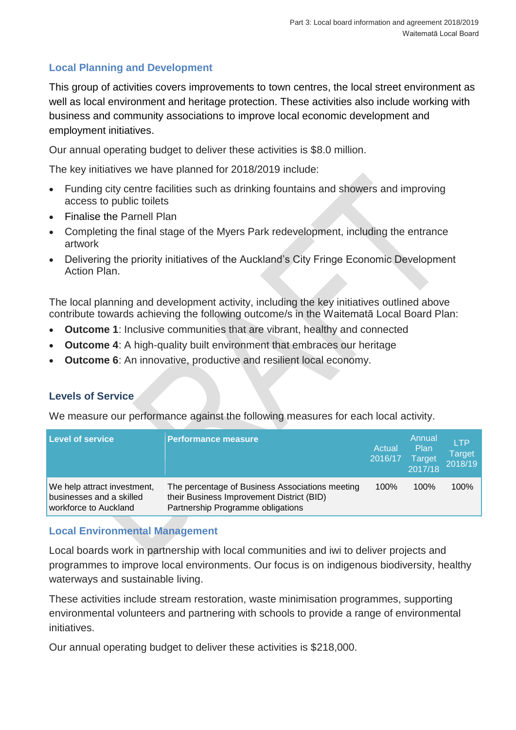## Local Planning and Development

This group of activities covers improvements to town centres, the local street environment as well as local environment and heritage protection. These activities also include working with business and community associations to improve local economic development and employment initiatives.

Our annual operating budget to deliver these activities is $8.0 million.

The key initiatives we have planned for 2018/2019 include:

- Funding city centre facilities such as drinking fountains and showers and improving access to public toilets
- Finalise the Parnell Plan
- Completing the final stage of the Myers Park redevelopment, including the entrance artwork
- Delivering the priority initiatives of the Auckland's City Fringe Economic Development Action Plan.

The local planning and development activity, including the key initiatives outlined above contribute towards achieving the following outcome/s in the Waitematā Local Board Plan:

- **Outcome 1**: Inclusive communities that are vibrant, healthy and connected
- **Outcome 4**: A high-quality built environment that embraces our heritage
- **Outcome 6**: An innovative, productive and resilient local economy.

### Levels of Service

We measure our performance against the following measures for each local activity.

| Level of service | Performance measure | Actual 2016/17 | Annual Plan Target 2017/18 | LTP Target 2018/19 |
|---|---|---|---|---|
| We help attract investment, businesses and a skilled workforce to Auckland | The percentage of Business Associations meeting their Business Improvement District (BID) Partnership Programme obligations | 100% | 100% | 100% |

## Local Environmental Management

Local boards work in partnership with local communities and iwi to deliver projects and programmes to improve local environments. Our focus is on indigenous biodiversity, healthy waterways and sustainable living.

These activities include stream restoration, waste minimisation programmes, supporting environmental volunteers and partnering with schools to provide a range of environmental initiatives.

Our annual operating budget to deliver these activities is $218,000.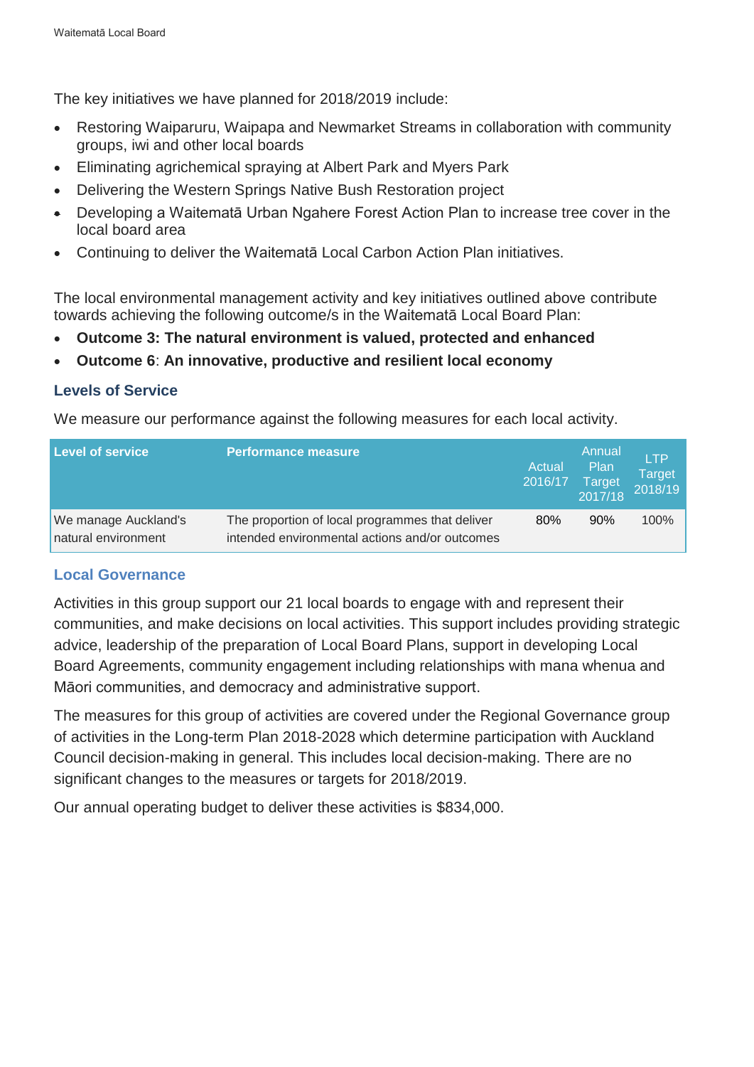The key initiatives we have planned for 2018/2019 include:

- Restoring Waiparuru, Waipapa and Newmarket Streams in collaboration with community groups, iwi and other local boards
- Eliminating agrichemical spraying at Albert Park and Myers Park
- Delivering the Western Springs Native Bush Restoration project
- Developing a Waitematā Urban Ngahere Forest Action Plan to increase tree cover in the local board area
- Continuing to deliver the Waitematā Local Carbon Action Plan initiatives.

The local environmental management activity and key initiatives outlined above contribute towards achieving the following outcome/s in the Waitematā Local Board Plan:

- **Outcome 3: The natural environment is valued, protected and enhanced**
- **Outcome 6**: **An innovative, productive and resilient local economy**

### Levels of Service

We measure our performance against the following measures for each local activity.

| Level of service | Performance measure | Actual 2016/17 | Annual Plan Target 2017/18 | LTP Target 2018/19 |
|---|---|---|---|---|
| We manage Auckland's natural environment | The proportion of local programmes that deliver intended environmental actions and/or outcomes | 80% | 90% | 100% |

### Local Governance

Activities in this group support our 21 local boards to engage with and represent their communities, and make decisions on local activities. This support includes providing strategic advice, leadership of the preparation of Local Board Plans, support in developing Local Board Agreements, community engagement including relationships with mana whenua and Māori communities, and democracy and administrative support.

The measures for this group of activities are covered under the Regional Governance group of activities in the Long-term Plan 2018-2028 which determine participation with Auckland Council decision-making in general. This includes local decision-making. There are no significant changes to the measures or targets for 2018/2019.

Our annual operating budget to deliver these activities is $834,000.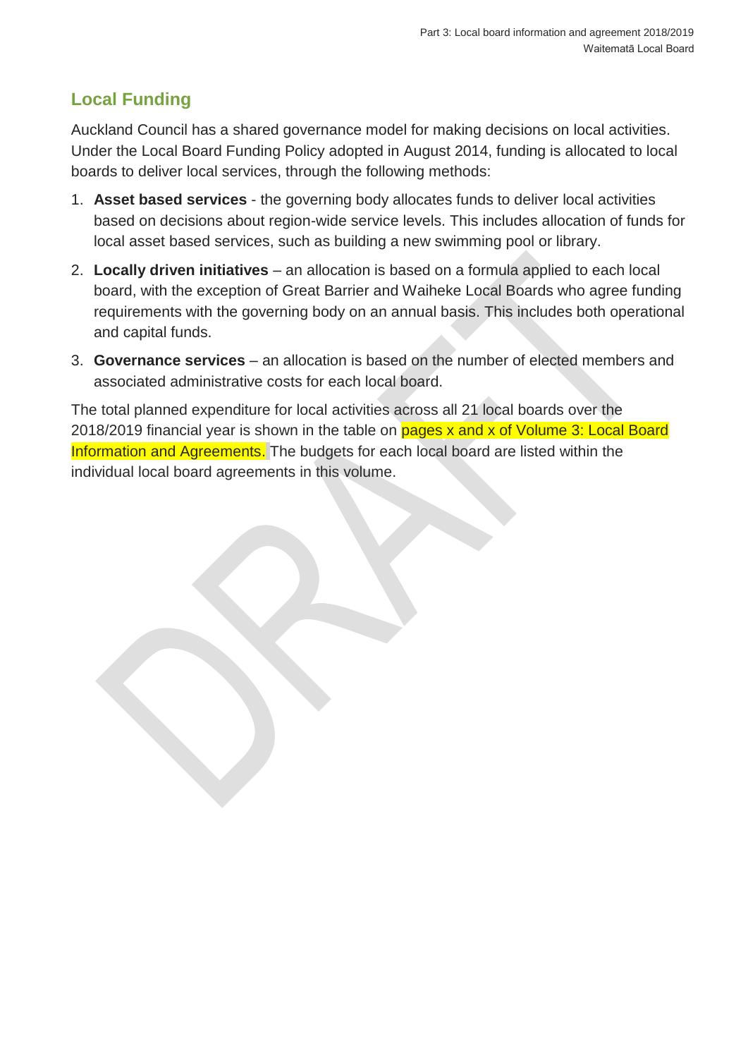## Local Funding

Auckland Council has a shared governance model for making decisions on local activities. Under the Local Board Funding Policy adopted in August 2014, funding is allocated to local boards to deliver local services, through the following methods:

1. **Asset based services** - the governing body allocates funds to deliver local activities based on decisions about region-wide service levels. This includes allocation of funds for local asset based services, such as building a new swimming pool or library.
2. **Locally driven initiatives** – an allocation is based on a formula applied to each local board, with the exception of Great Barrier and Waiheke Local Boards who agree funding requirements with the governing body on an annual basis. This includes both operational and capital funds.
3. **Governance services** – an allocation is based on the number of elected members and associated administrative costs for each local board.

The total planned expenditure for local activities across all 21 local boards over the 2018/2019 financial year is shown in the table on pages x and x of Volume 3: Local Board Information and Agreements. The budgets for each local board are listed within the individual local board agreements in this volume.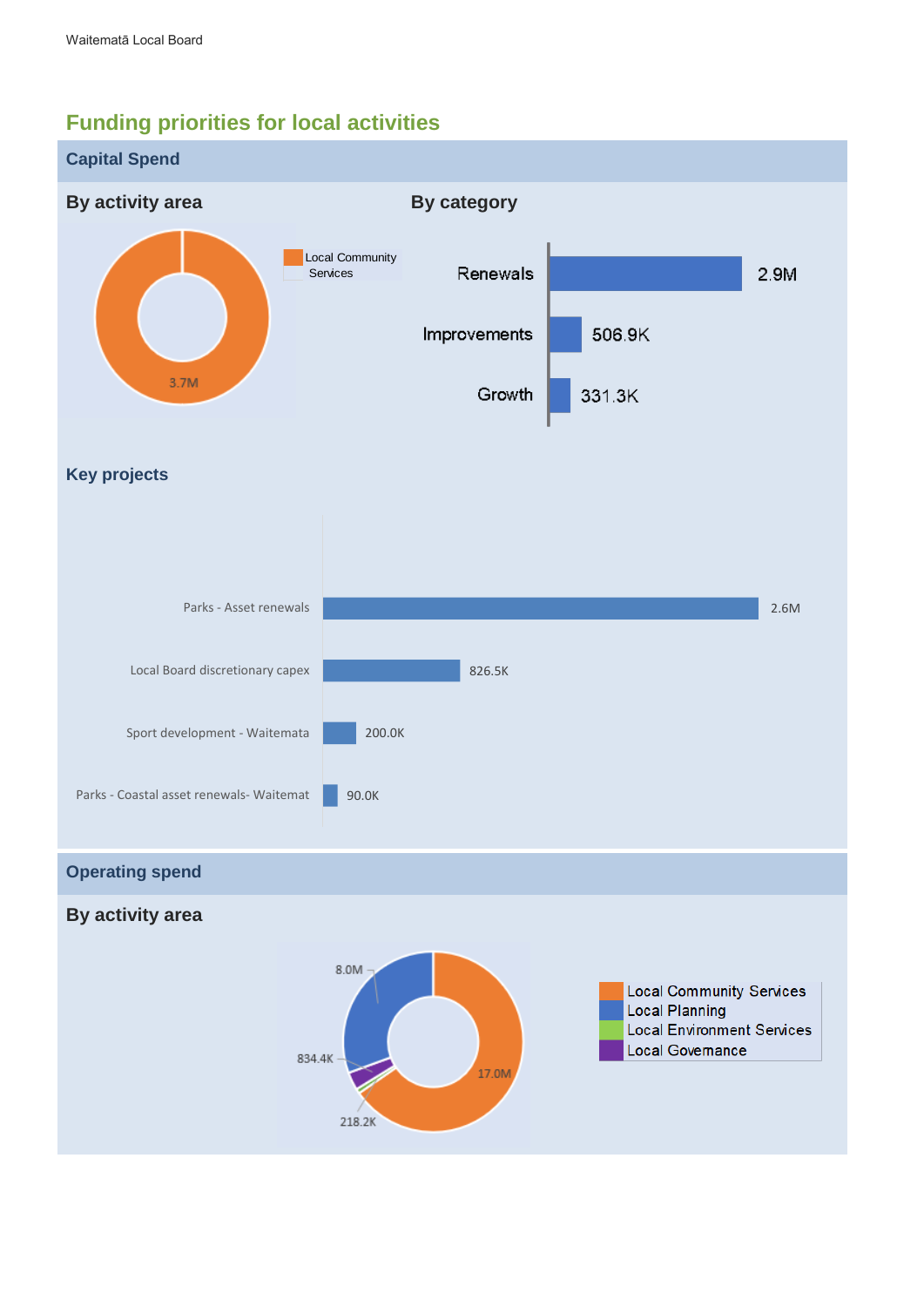## Funding priorities for local activities

### Capital Spend

#### By activity area

| Activity area | Amount |
|---|---|
| Local Community Services | 3.7M |

#### By category

| Category | Amount |
|---|---|
| Renewals | 2.9M |
| Improvements | 506.9K |
| Growth | 331.3K |

#### Key projects

| Project | Amount |
|---|---|
| Parks - Asset renewals | 2.6M |
| Local Board discretionary capex | 826.5K |
| Sport development - Waitemata | 200.0K |
| Parks - Coastal asset renewals- Waitemat | 90.0K |

### Operating spend

#### By activity area

| Activity area | Amount |
|---|---|
| Local Community Services | 17.0M |
| Local Planning | 8.0M |
| Local Environment Services | 218.2K |
| Local Governance | 834.4K |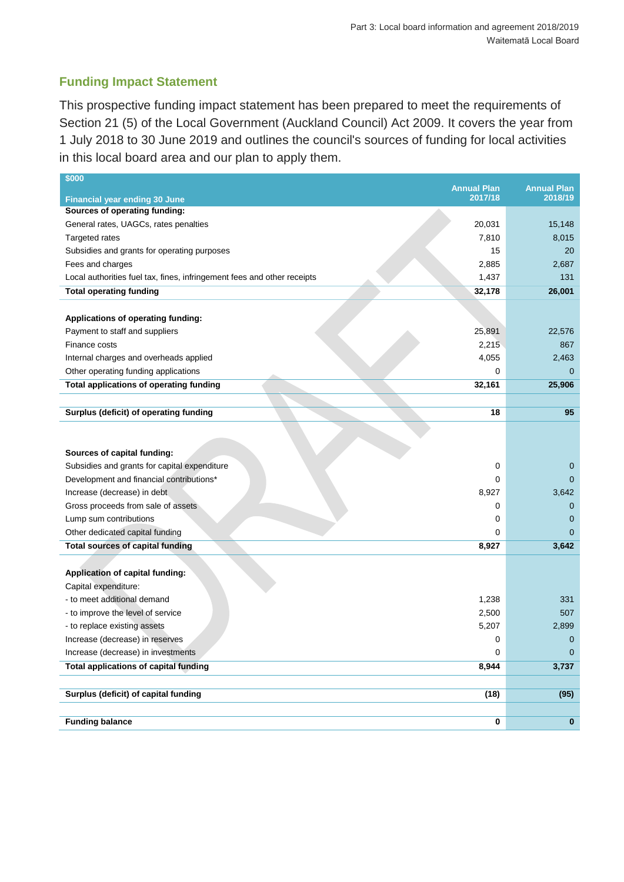## Funding Impact Statement

This prospective funding impact statement has been prepared to meet the requirements of Section 21 (5) of the Local Government (Auckland Council) Act 2009. It covers the year from 1 July 2018 to 30 June 2019 and outlines the council's sources of funding for local activities in this local board area and our plan to apply them.

| $000<br>Financial year ending 30 June | Annual Plan 2017/18 | Annual Plan 2018/19 |
|---|---|---|
| **Sources of operating funding:** | | |
| General rates, UAGCs, rates penalties | 20,031 | 15,148 |
| Targeted rates | 7,810 | 8,015 |
| Subsidies and grants for operating purposes | 15 | 20 |
| Fees and charges | 2,885 | 2,687 |
| Local authorities fuel tax, fines, infringement fees and other receipts | 1,437 | 131 |
| **Total operating funding** | **32,178** | **26,001** |
| | | |
| **Applications of operating funding:** | | |
| Payment to staff and suppliers | 25,891 | 22,576 |
| Finance costs | 2,215 | 867 |
| Internal charges and overheads applied | 4,055 | 2,463 |
| Other operating funding applications | 0 | 0 |
| **Total applications of operating funding** | **32,161** | **25,906** |
| | | |
| **Surplus (deficit) of operating funding** | **18** | **95** |
| | | |
| **Sources of capital funding:** | | |
| Subsidies and grants for capital expenditure | 0 | 0 |
| Development and financial contributions* | 0 | 0 |
| Increase (decrease) in debt | 8,927 | 3,642 |
| Gross proceeds from sale of assets | 0 | 0 |
| Lump sum contributions | 0 | 0 |
| Other dedicated capital funding | 0 | 0 |
| **Total sources of capital funding** | **8,927** | **3,642** |
| | | |
| **Application of capital funding:** | | |
| Capital expenditure: | | |
| - to meet additional demand | 1,238 | 331 |
| - to improve the level of service | 2,500 | 507 |
| - to replace existing assets | 5,207 | 2,899 |
| Increase (decrease) in reserves | 0 | 0 |
| Increase (decrease) in investments | 0 | 0 |
| **Total applications of capital funding** | **8,944** | **3,737** |
| | | |
| **Surplus (deficit) of capital funding** | **(18)** | **(95)** |
| | | |
| **Funding balance** | **0** | **0** |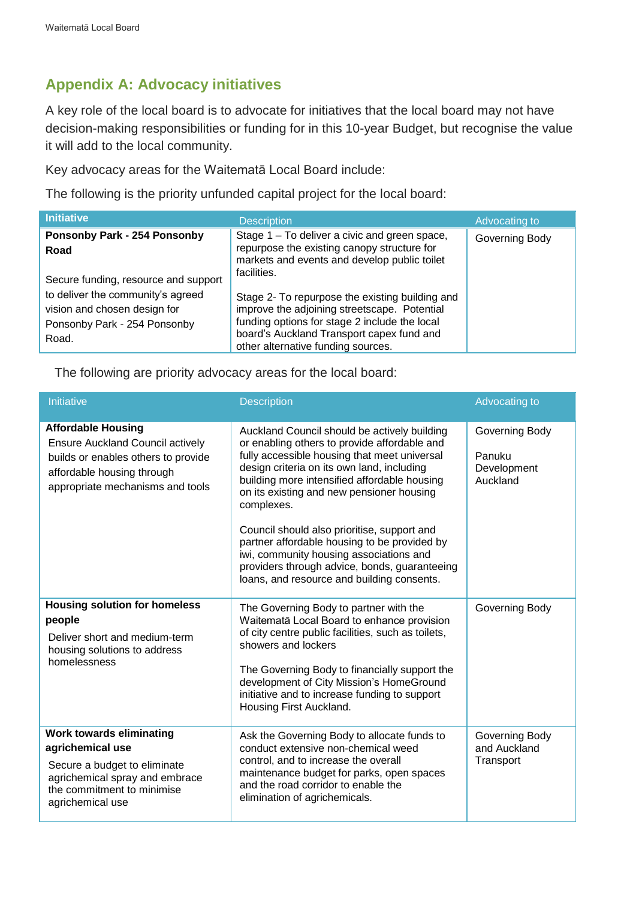## Appendix A: Advocacy initiatives

A key role of the local board is to advocate for initiatives that the local board may not have decision-making responsibilities or funding for in this 10-year Budget, but recognise the value it will add to the local community.

Key advocacy areas for the Waitematā Local Board include:

The following is the priority unfunded capital project for the local board:

| Initiative | Description | Advocating to |
|---|---|---|
| **Ponsonby Park - 254 Ponsonby Road**<br><br>Secure funding, resource and support to deliver the community's agreed vision and chosen design for Ponsonby Park - 254 Ponsonby Road. | Stage 1 – To deliver a civic and green space, repurpose the existing canopy structure for markets and events and develop public toilet facilities.<br><br>Stage 2- To repurpose the existing building and improve the adjoining streetscape. Potential funding options for stage 2 include the local board's Auckland Transport capex fund and other alternative funding sources. | Governing Body |

The following are priority advocacy areas for the local board:

| Initiative | Description | Advocating to |
|---|---|---|
| **Affordable Housing**<br>Ensure Auckland Council actively builds or enables others to provide affordable housing through appropriate mechanisms and tools | Auckland Council should be actively building or enabling others to provide affordable and fully accessible housing that meet universal design criteria on its own land, including building more intensified affordable housing on its existing and new pensioner housing complexes.<br><br>Council should also prioritise, support and partner affordable housing to be provided by iwi, community housing associations and providers through advice, bonds, guaranteeing loans, and resource and building consents. | Governing Body<br><br>Panuku Development Auckland |
| **Housing solution for homeless people**<br>Deliver short and medium-term housing solutions to address homelessness | The Governing Body to partner with the Waitematā Local Board to enhance provision of city centre public facilities, such as toilets, showers and lockers<br><br>The Governing Body to financially support the development of City Mission's HomeGround initiative and to increase funding to support Housing First Auckland. | Governing Body |
| **Work towards eliminating agrichemical use**<br>Secure a budget to eliminate agrichemical spray and embrace the commitment to minimise agrichemical use | Ask the Governing Body to allocate funds to conduct extensive non-chemical weed control, and to increase the overall maintenance budget for parks, open spaces and the road corridor to enable the elimination of agrichemicals. | Governing Body and Auckland Transport |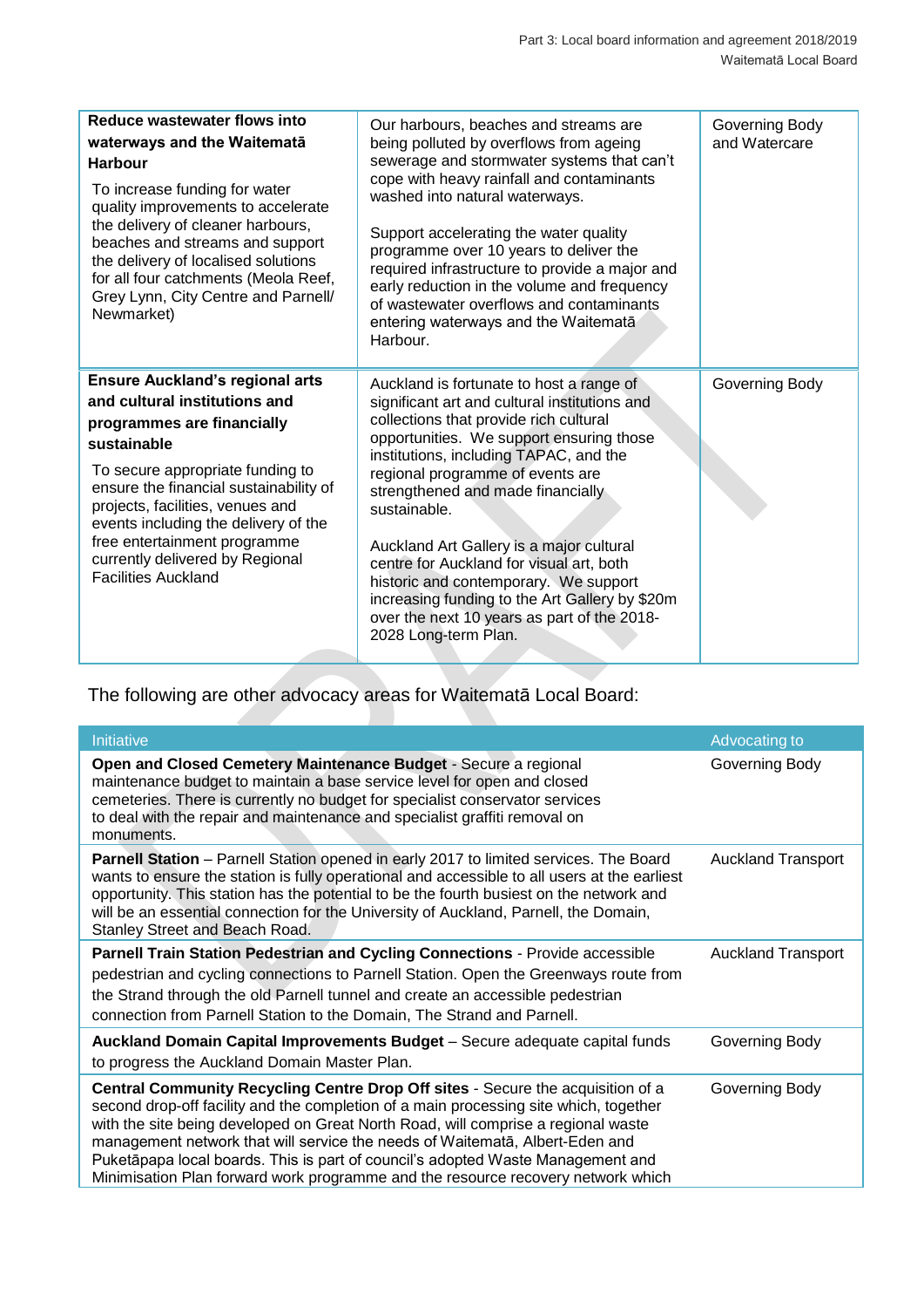| | | |
|---|---|---|
| **Reduce wastewater flows into waterways and the Waitematā Harbour**<br><br>To increase funding for water quality improvements to accelerate the delivery of cleaner harbours, beaches and streams and support the delivery of localised solutions for all four catchments (Meola Reef, Grey Lynn, City Centre and Parnell/ Newmarket) | Our harbours, beaches and streams are being polluted by overflows from ageing sewerage and stormwater systems that can't cope with heavy rainfall and contaminants washed into natural waterways.<br><br>Support accelerating the water quality programme over 10 years to deliver the required infrastructure to provide a major and early reduction in the volume and frequency of wastewater overflows and contaminants entering waterways and the Waitematā Harbour. | Governing Body and Watercare |
| **Ensure Auckland's regional arts and cultural institutions and programmes are financially sustainable**<br><br>To secure appropriate funding to ensure the financial sustainability of projects, facilities, venues and events including the delivery of the free entertainment programme currently delivered by Regional Facilities Auckland | Auckland is fortunate to host a range of significant art and cultural institutions and collections that provide rich cultural opportunities. We support ensuring those institutions, including TAPAC, and the regional programme of events are strengthened and made financially sustainable.<br><br>Auckland Art Gallery is a major cultural centre for Auckland for visual art, both historic and contemporary. We support increasing funding to the Art Gallery by $20m over the next 10 years as part of the 2018-2028 Long-term Plan. | Governing Body |

The following are other advocacy areas for Waitematā Local Board:

| Initiative | Advocating to |
|---|---|
| **Open and Closed Cemetery Maintenance Budget** - Secure a regional maintenance budget to maintain a base service level for open and closed cemeteries. There is currently no budget for specialist conservator services to deal with the repair and maintenance and specialist graffiti removal on monuments. | Governing Body |
| **Parnell Station** – Parnell Station opened in early 2017 to limited services. The Board wants to ensure the station is fully operational and accessible to all users at the earliest opportunity. This station has the potential to be the fourth busiest on the network and will be an essential connection for the University of Auckland, Parnell, the Domain, Stanley Street and Beach Road. | Auckland Transport |
| **Parnell Train Station Pedestrian and Cycling Connections** - Provide accessible pedestrian and cycling connections to Parnell Station. Open the Greenways route from the Strand through the old Parnell tunnel and create an accessible pedestrian connection from Parnell Station to the Domain, The Strand and Parnell. | Auckland Transport |
| **Auckland Domain Capital Improvements Budget** – Secure adequate capital funds to progress the Auckland Domain Master Plan. | Governing Body |
| **Central Community Recycling Centre Drop Off sites** - Secure the acquisition of a second drop-off facility and the completion of a main processing site which, together with the site being developed on Great North Road, will comprise a regional waste management network that will service the needs of Waitematā, Albert-Eden and Puketāpapa local boards. This is part of council's adopted Waste Management and Minimisation Plan forward work programme and the resource recovery network which | Governing Body |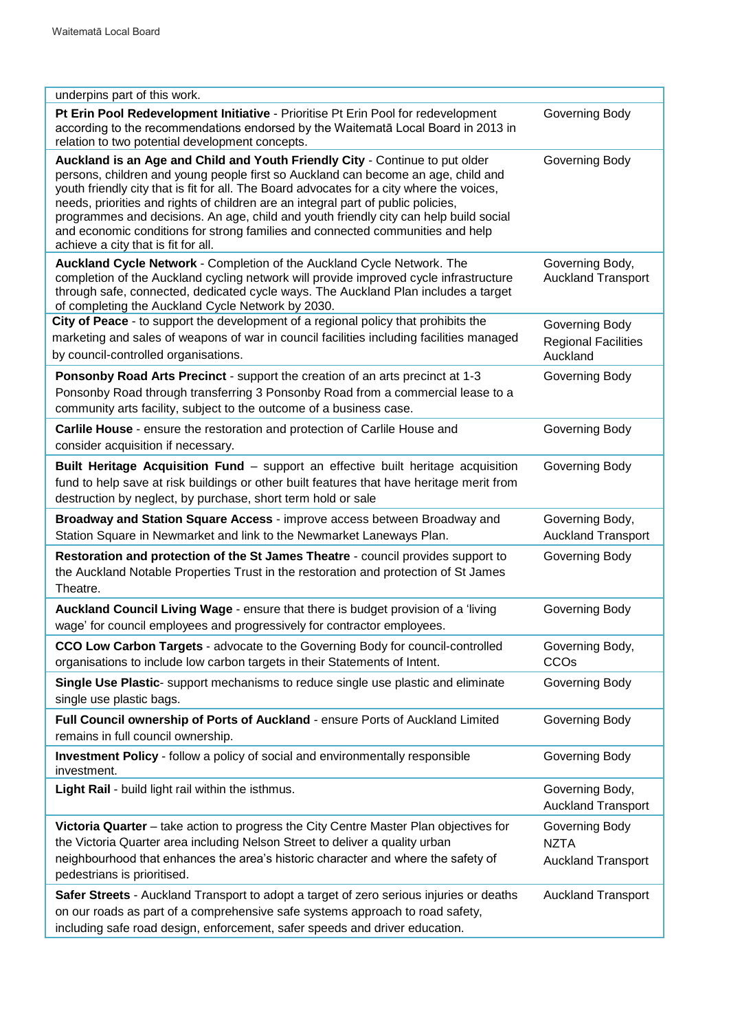| | |
|---|---|
| underpins part of this work. | |
| **Pt Erin Pool Redevelopment Initiative** - Prioritise Pt Erin Pool for redevelopment according to the recommendations endorsed by the Waitematā Local Board in 2013 in relation to two potential development concepts. | Governing Body |
| **Auckland is an Age and Child and Youth Friendly City** - Continue to put older persons, children and young people first so Auckland can become an age, child and youth friendly city that is fit for all. The Board advocates for a city where the voices, needs, priorities and rights of children are an integral part of public policies, programmes and decisions. An age, child and youth friendly city can help build social and economic conditions for strong families and connected communities and help achieve a city that is fit for all. | Governing Body |
| **Auckland Cycle Network** - Completion of the Auckland Cycle Network. The completion of the Auckland cycling network will provide improved cycle infrastructure through safe, connected, dedicated cycle ways. The Auckland Plan includes a target of completing the Auckland Cycle Network by 2030. | Governing Body, Auckland Transport |
| **City of Peace** - to support the development of a regional policy that prohibits the marketing and sales of weapons of war in council facilities including facilities managed by council-controlled organisations. | Governing Body<br>Regional Facilities Auckland |
| **Ponsonby Road Arts Precinct** - support the creation of an arts precinct at 1-3 Ponsonby Road through transferring 3 Ponsonby Road from a commercial lease to a community arts facility, subject to the outcome of a business case. | Governing Body |
| **Carlile House** - ensure the restoration and protection of Carlile House and consider acquisition if necessary. | Governing Body |
| **Built Heritage Acquisition Fund** – support an effective built heritage acquisition fund to help save at risk buildings or other built features that have heritage merit from destruction by neglect, by purchase, short term hold or sale | Governing Body |
| **Broadway and Station Square Access** - improve access between Broadway and Station Square in Newmarket and link to the Newmarket Laneways Plan. | Governing Body, Auckland Transport |
| **Restoration and protection of the St James Theatre** - council provides support to the Auckland Notable Properties Trust in the restoration and protection of St James Theatre. | Governing Body |
| **Auckland Council Living Wage** - ensure that there is budget provision of a 'living wage' for council employees and progressively for contractor employees. | Governing Body |
| **CCO Low Carbon Targets** - advocate to the Governing Body for council-controlled organisations to include low carbon targets in their Statements of Intent. | Governing Body, CCOs |
| **Single Use Plastic**- support mechanisms to reduce single use plastic and eliminate single use plastic bags. | Governing Body |
| **Full Council ownership of Ports of Auckland** - ensure Ports of Auckland Limited remains in full council ownership. | Governing Body |
| **Investment Policy** - follow a policy of social and environmentally responsible investment. | Governing Body |
| **Light Rail** - build light rail within the isthmus. | Governing Body, Auckland Transport |
| **Victoria Quarter** – take action to progress the City Centre Master Plan objectives for the Victoria Quarter area including Nelson Street to deliver a quality urban neighbourhood that enhances the area's historic character and where the safety of pedestrians is prioritised. | Governing Body<br>NZTA<br>Auckland Transport |
| **Safer Streets** - Auckland Transport to adopt a target of zero serious injuries or deaths on our roads as part of a comprehensive safe systems approach to road safety, including safe road design, enforcement, safer speeds and driver education. | Auckland Transport |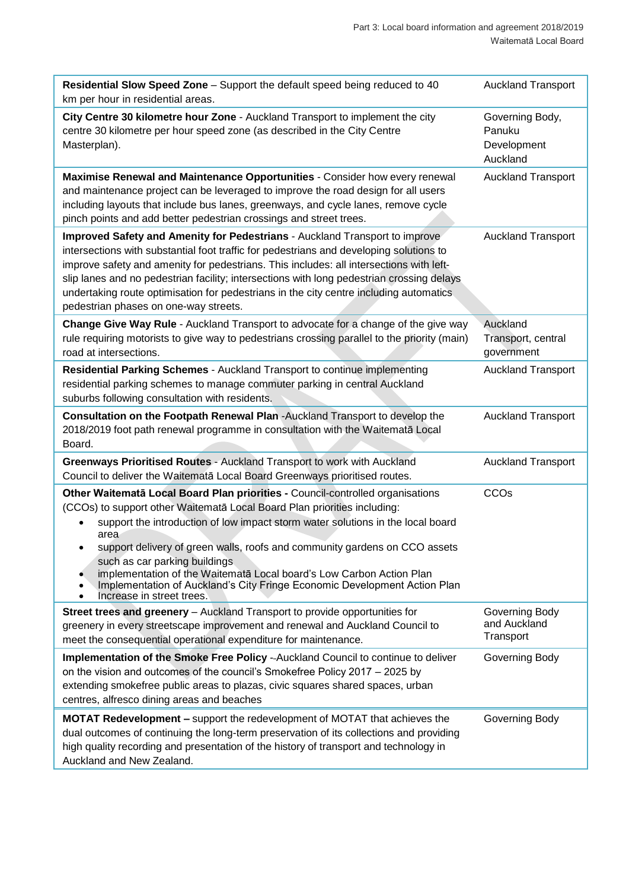| | |
|---|---|
| **Residential Slow Speed Zone** – Support the default speed being reduced to 40 km per hour in residential areas. | Auckland Transport |
| **City Centre 30 kilometre hour Zone** - Auckland Transport to implement the city centre 30 kilometre per hour speed zone (as described in the City Centre Masterplan). | Governing Body, Panuku Development Auckland |
| **Maximise Renewal and Maintenance Opportunities** - Consider how every renewal and maintenance project can be leveraged to improve the road design for all users including layouts that include bus lanes, greenways, and cycle lanes, remove cycle pinch points and add better pedestrian crossings and street trees. | Auckland Transport |
| **Improved Safety and Amenity for Pedestrians** - Auckland Transport to improve intersections with substantial foot traffic for pedestrians and developing solutions to improve safety and amenity for pedestrians. This includes: all intersections with left-slip lanes and no pedestrian facility; intersections with long pedestrian crossing delays undertaking route optimisation for pedestrians in the city centre including automatics pedestrian phases on one-way streets. | Auckland Transport |
| **Change Give Way Rule** - Auckland Transport to advocate for a change of the give way rule requiring motorists to give way to pedestrians crossing parallel to the priority (main) road at intersections. | Auckland Transport, central government |
| **Residential Parking Schemes** - Auckland Transport to continue implementing residential parking schemes to manage commuter parking in central Auckland suburbs following consultation with residents. | Auckland Transport |
| **Consultation on the Footpath Renewal Plan** -Auckland Transport to develop the 2018/2019 foot path renewal programme in consultation with the Waitematā Local Board. | Auckland Transport |
| **Greenways Prioritised Routes** - Auckland Transport to work with Auckland Council to deliver the Waitematā Local Board Greenways prioritised routes. | Auckland Transport |
| **Other Waitematā Local Board Plan priorities -** Council-controlled organisations (CCOs) to support other Waitematā Local Board Plan priorities including: <br>• support the introduction of low impact storm water solutions in the local board area <br>• support delivery of green walls, roofs and community gardens on CCO assets such as car parking buildings <br>• implementation of the Waitematā Local board's Low Carbon Action Plan <br>• Implementation of Auckland's City Fringe Economic Development Action Plan <br>• Increase in street trees. | CCOs |
| **Street trees and greenery** – Auckland Transport to provide opportunities for greenery in every streetscape improvement and renewal and Auckland Council to meet the consequential operational expenditure for maintenance. | Governing Body and Auckland Transport |
| **Implementation of the Smoke Free Policy** --Auckland Council to continue to deliver on the vision and outcomes of the council's Smokefree Policy 2017 – 2025 by extending smokefree public areas to plazas, civic squares shared spaces, urban centres, alfresco dining areas and beaches | Governing Body |
| **MOTAT Redevelopment –** support the redevelopment of MOTAT that achieves the dual outcomes of continuing the long-term preservation of its collections and providing high quality recording and presentation of the history of transport and technology in Auckland and New Zealand. | Governing Body |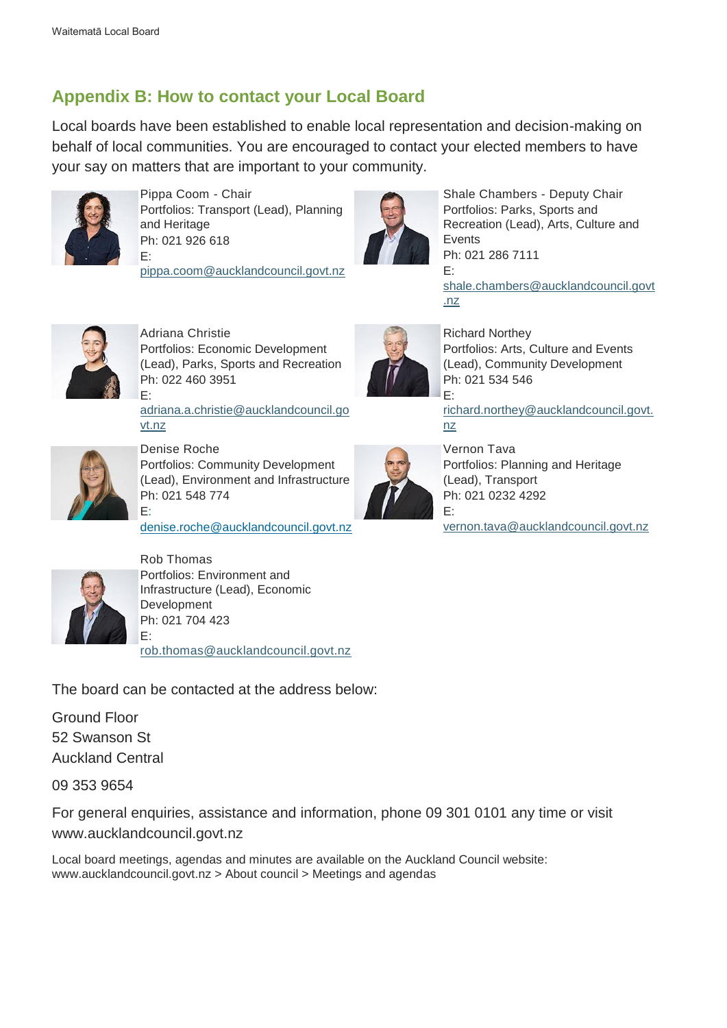## Appendix B: How to contact your Local Board

Local boards have been established to enable local representation and decision-making on behalf of local communities. You are encouraged to contact your elected members to have your say on matters that are important to your community.

Pippa Coom - Chair
Portfolios: Transport (Lead), Planning and Heritage
Ph: 021 926 618
E: pippa.coom@aucklandcouncil.govt.nz

Shale Chambers - Deputy Chair
Portfolios: Parks, Sports and Recreation (Lead), Arts, Culture and Events
Ph: 021 286 7111
E: shale.chambers@aucklandcouncil.govt.nz

Adriana Christie
Portfolios: Economic Development (Lead), Parks, Sports and Recreation
Ph: 022 460 3951
E: adriana.a.christie@aucklandcouncil.govt.nz

Richard Northey
Portfolios: Arts, Culture and Events (Lead), Community Development
Ph: 021 534 546
E: richard.northey@aucklandcouncil.govt.nz

Denise Roche
Portfolios: Community Development (Lead), Environment and Infrastructure
Ph: 021 548 774
E: denise.roche@aucklandcouncil.govt.nz

Vernon Tava
Portfolios: Planning and Heritage (Lead), Transport
Ph: 021 0232 4292
E: vernon.tava@aucklandcouncil.govt.nz

Rob Thomas
Portfolios: Environment and Infrastructure (Lead), Economic Development
Ph: 021 704 423
E: rob.thomas@aucklandcouncil.govt.nz

The board can be contacted at the address below:

Ground Floor
52 Swanson St
Auckland Central

09 353 9654

For general enquiries, assistance and information, phone 09 301 0101 any time or visit www.aucklandcouncil.govt.nz

Local board meetings, agendas and minutes are available on the Auckland Council website: www.aucklandcouncil.govt.nz > About council > Meetings and agendas